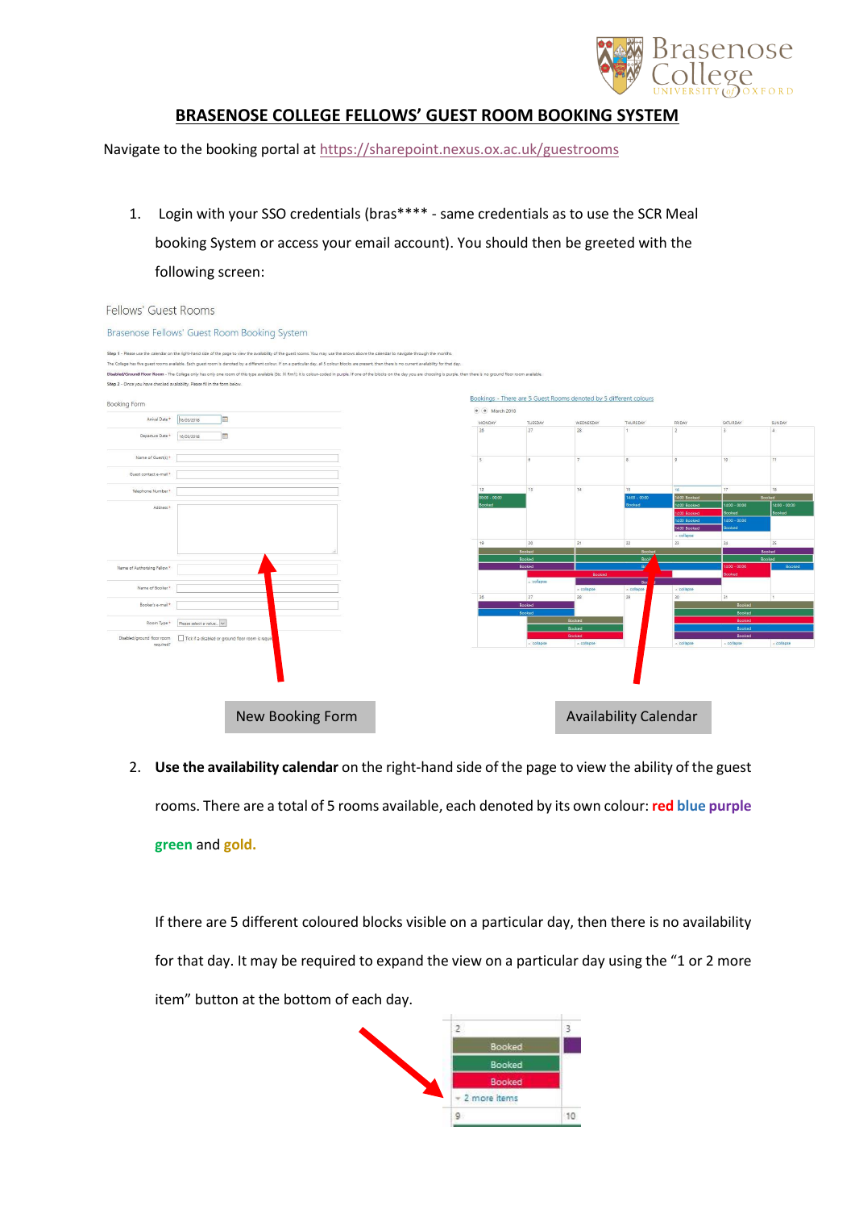# BRASENOSE COLLEGE FELLOWS' GUEST ROOM BOOKING SYSTEM

Navigate to the booking portal at https://sharepoint.nexus.ox.ac.uk/guestrooms

1. Login with your SSO credentials (bras**** - same credentials as to use the SCR Meal booking System or access your email account). You should then be greeted with the following screen:

New Booking Form

Availability Calendar

2. **Use the availability calendar** on the right-hand side of the page to view the ability of the guest rooms. There are a total of 5 rooms available, each denoted by its own colour: **red** **blue** **purple** **green** and **gold.**

   If there are 5 different coloured blocks visible on a particular day, then there is no availability for that day. It may be required to expand the view on a particular day using the "1 or 2 more item" button at the bottom of each day.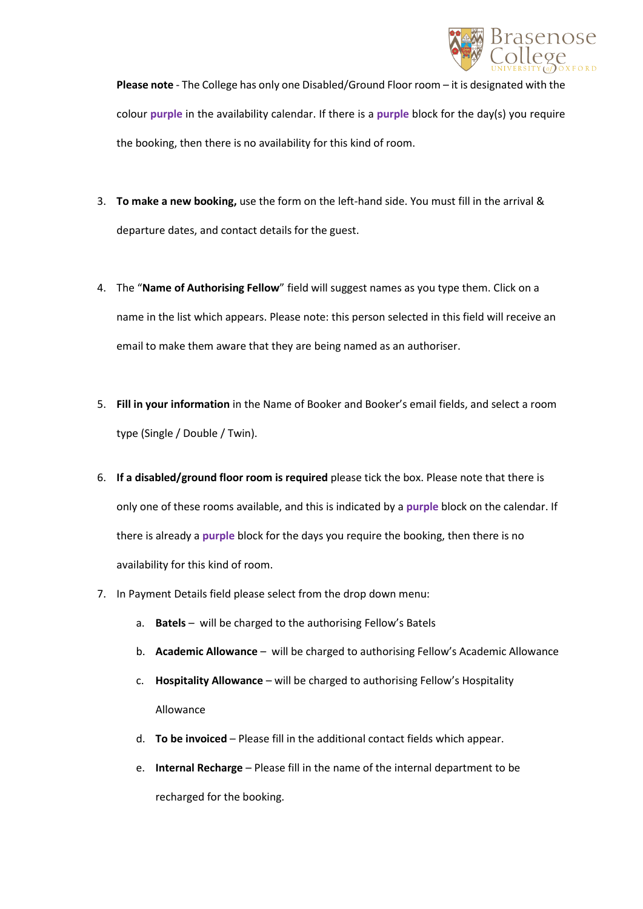**Please note** - The College has only one Disabled/Ground Floor room – it is designated with the colour **purple** in the availability calendar. If there is a **purple** block for the day(s) you require the booking, then there is no availability for this kind of room.

3. **To make a new booking,** use the form on the left-hand side. You must fill in the arrival & departure dates, and contact details for the guest.

4. The "**Name of Authorising Fellow**" field will suggest names as you type them. Click on a name in the list which appears. Please note: this person selected in this field will receive an email to make them aware that they are being named as an authoriser.

5. **Fill in your information** in the Name of Booker and Booker's email fields, and select a room type (Single / Double / Twin).

6. **If a disabled/ground floor room is required** please tick the box. Please note that there is only one of these rooms available, and this is indicated by a **purple** block on the calendar. If there is already a **purple** block for the days you require the booking, then there is no availability for this kind of room.

7. In Payment Details field please select from the drop down menu:

    a. **Batels** – will be charged to the authorising Fellow's Batels

    b. **Academic Allowance** – will be charged to authorising Fellow's Academic Allowance

    c. **Hospitality Allowance** – will be charged to authorising Fellow's Hospitality Allowance

    d. **To be invoiced** – Please fill in the additional contact fields which appear.

    e. **Internal Recharge** – Please fill in the name of the internal department to be recharged for the booking.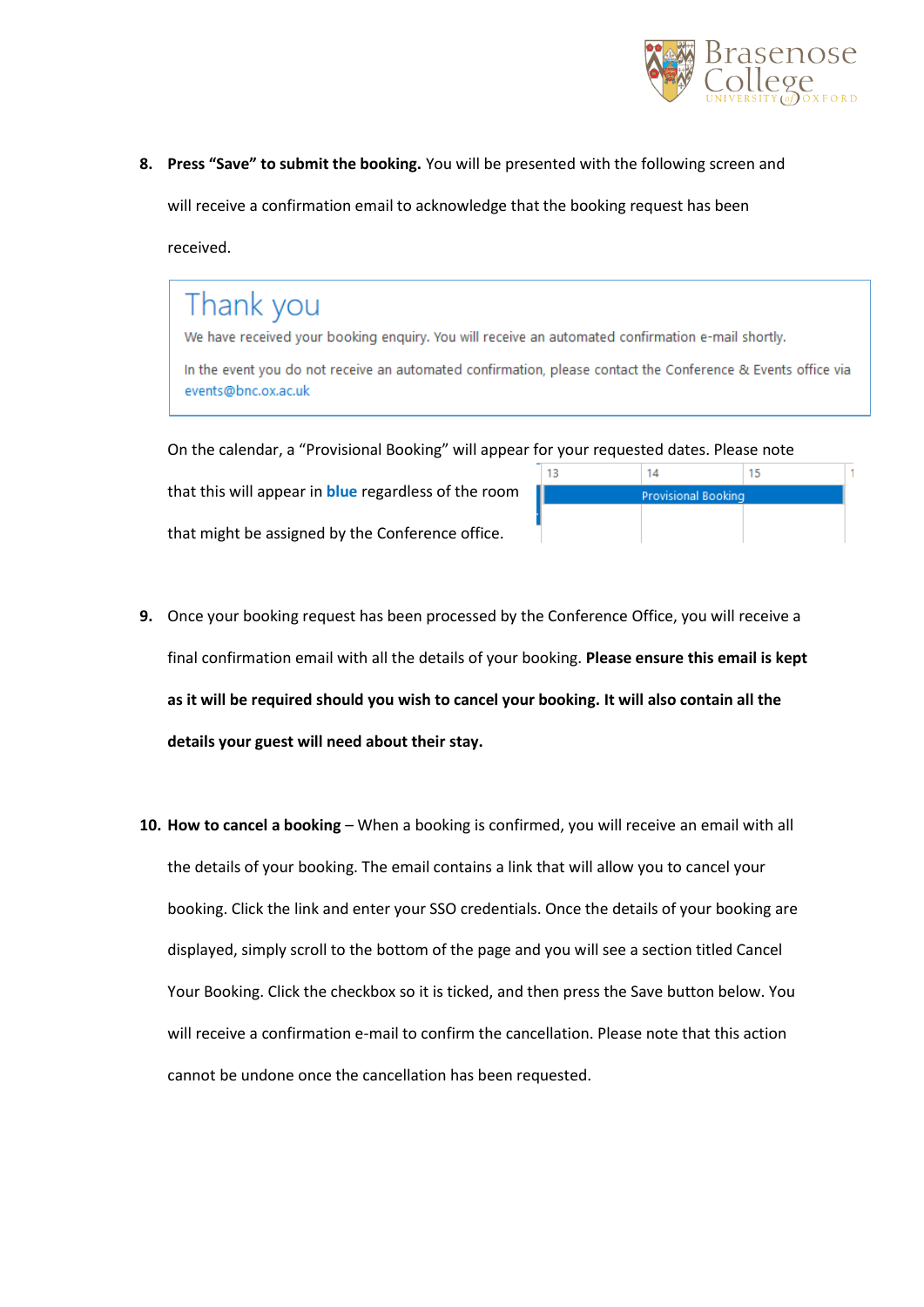8. **Press "Save" to submit the booking.** You will be presented with the following screen and will receive a confirmation email to acknowledge that the booking request has been received.

   > Thank you
   >
   > We have received your booking enquiry. You will receive an automated confirmation e-mail shortly.
   >
   > In the event you do not receive an automated confirmation, please contact the Conference & Events office via events@bnc.ox.ac.uk

   On the calendar, a "Provisional Booking" will appear for your requested dates. Please note that this will appear in **blue** regardless of the room that might be assigned by the Conference office.

   | 13 | 14 | 15 |
   |---|---|---|
   | Provisional Booking | | |

9. Once your booking request has been processed by the Conference Office, you will receive a final confirmation email with all the details of your booking. **Please ensure this email is kept as it will be required should you wish to cancel your booking. It will also contain all the details your guest will need about their stay.**

10. **How to cancel a booking** – When a booking is confirmed, you will receive an email with all the details of your booking. The email contains a link that will allow you to cancel your booking. Click the link and enter your SSO credentials. Once the details of your booking are displayed, simply scroll to the bottom of the page and you will see a section titled Cancel Your Booking. Click the checkbox so it is ticked, and then press the Save button below. You will receive a confirmation e-mail to confirm the cancellation. Please note that this action cannot be undone once the cancellation has been requested.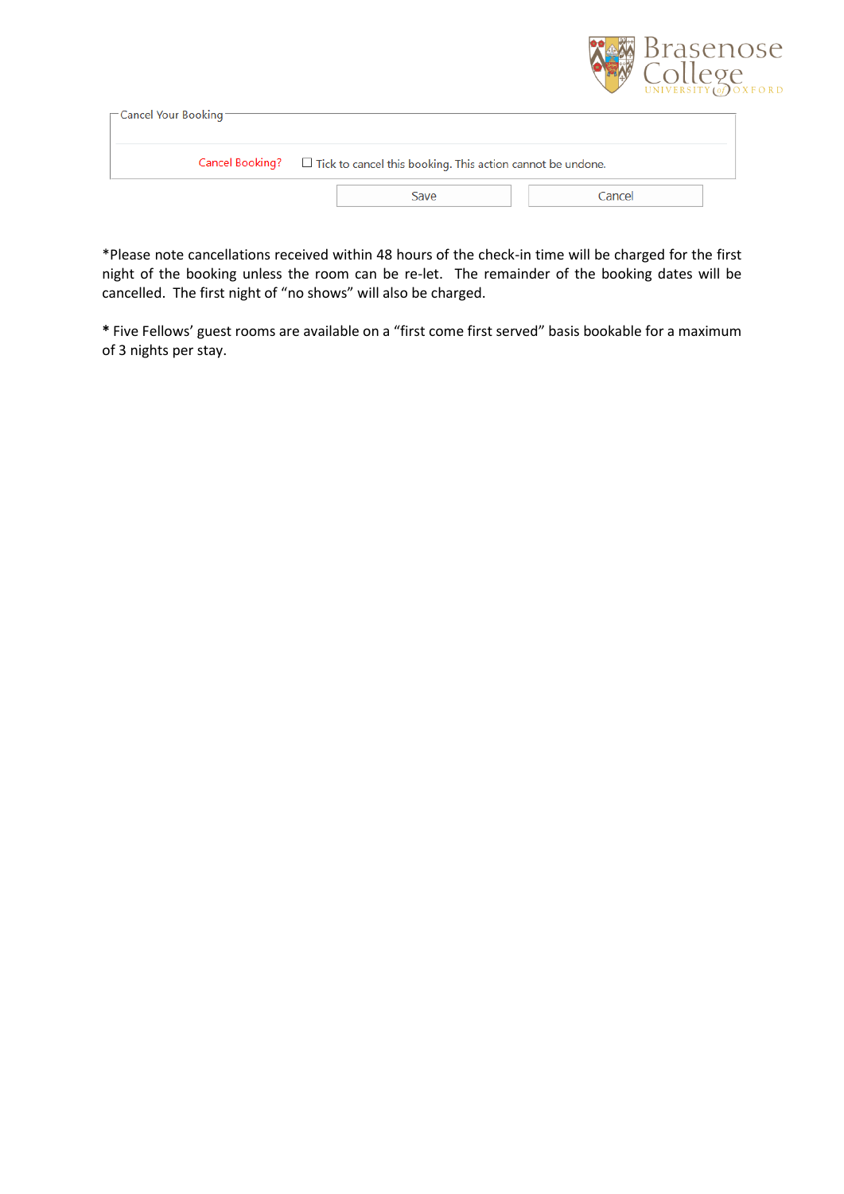Cancel Your Booking

Cancel Booking? ☐ Tick to cancel this booking. This action cannot be undone.

Save | Cancel

*Please note cancellations received within 48 hours of the check-in time will be charged for the first night of the booking unless the room can be re-let. The remainder of the booking dates will be cancelled. The first night of "no shows" will also be charged.

* Five Fellows' guest rooms are available on a "first come first served" basis bookable for a maximum of 3 nights per stay.